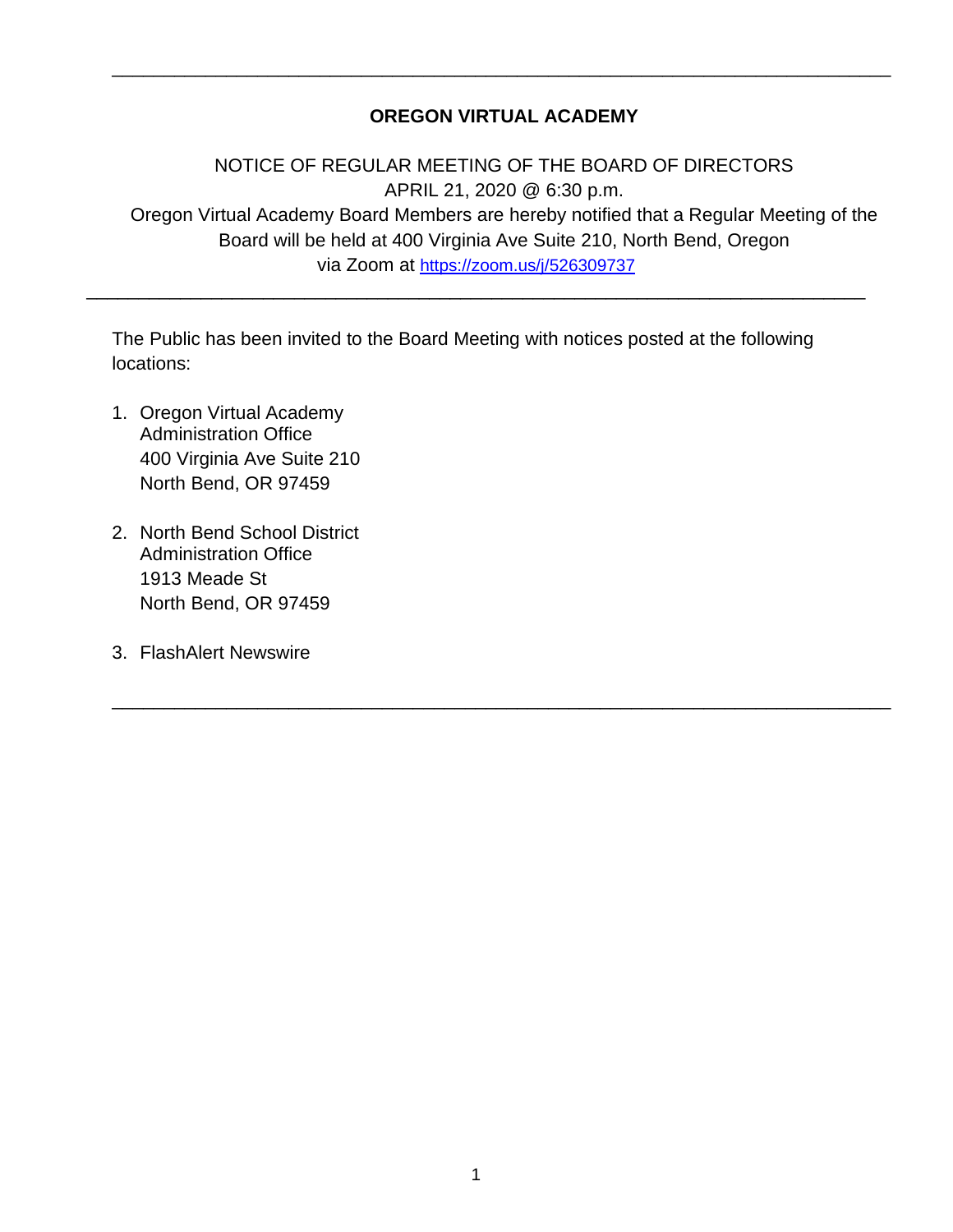---

**OREGON VIRTUAL ACADEMY**

NOTICE OF REGULAR MEETING OF THE BOARD OF DIRECTORS
APRIL 21, 2020 @ 6:30 p.m.
Oregon Virtual Academy Board Members are hereby notified that a Regular Meeting of the Board will be held at 400 Virginia Ave Suite 210, North Bend, Oregon via Zoom at https://zoom.us/j/526309737

---

The Public has been invited to the Board Meeting with notices posted at the following locations:

1. Oregon Virtual Academy
   Administration Office
   400 Virginia Ave Suite 210
   North Bend, OR 97459

2. North Bend School District
   Administration Office
   1913 Meade St
   North Bend, OR 97459

3. FlashAlert Newswire

---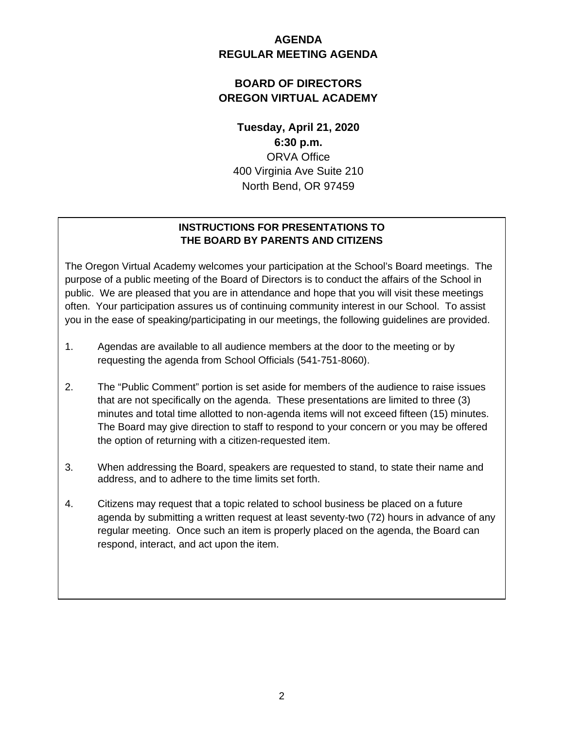# AGENDA
# REGULAR MEETING AGENDA

## BOARD OF DIRECTORS
## OREGON VIRTUAL ACADEMY

**Tuesday, April 21, 2020**
**6:30 p.m.**
ORVA Office
400 Virginia Ave Suite 210
North Bend, OR 97459

### INSTRUCTIONS FOR PRESENTATIONS TO THE BOARD BY PARENTS AND CITIZENS

The Oregon Virtual Academy welcomes your participation at the School's Board meetings. The purpose of a public meeting of the Board of Directors is to conduct the affairs of the School in public. We are pleased that you are in attendance and hope that you will visit these meetings often. Your participation assures us of continuing community interest in our School. To assist you in the ease of speaking/participating in our meetings, the following guidelines are provided.

1. Agendas are available to all audience members at the door to the meeting or by requesting the agenda from School Officials (541-751-8060).

2. The "Public Comment" portion is set aside for members of the audience to raise issues that are not specifically on the agenda. These presentations are limited to three (3) minutes and total time allotted to non-agenda items will not exceed fifteen (15) minutes. The Board may give direction to staff to respond to your concern or you may be offered the option of returning with a citizen-requested item.

3. When addressing the Board, speakers are requested to stand, to state their name and address, and to adhere to the time limits set forth.

4. Citizens may request that a topic related to school business be placed on a future agenda by submitting a written request at least seventy-two (72) hours in advance of any regular meeting. Once such an item is properly placed on the agenda, the Board can respond, interact, and act upon the item.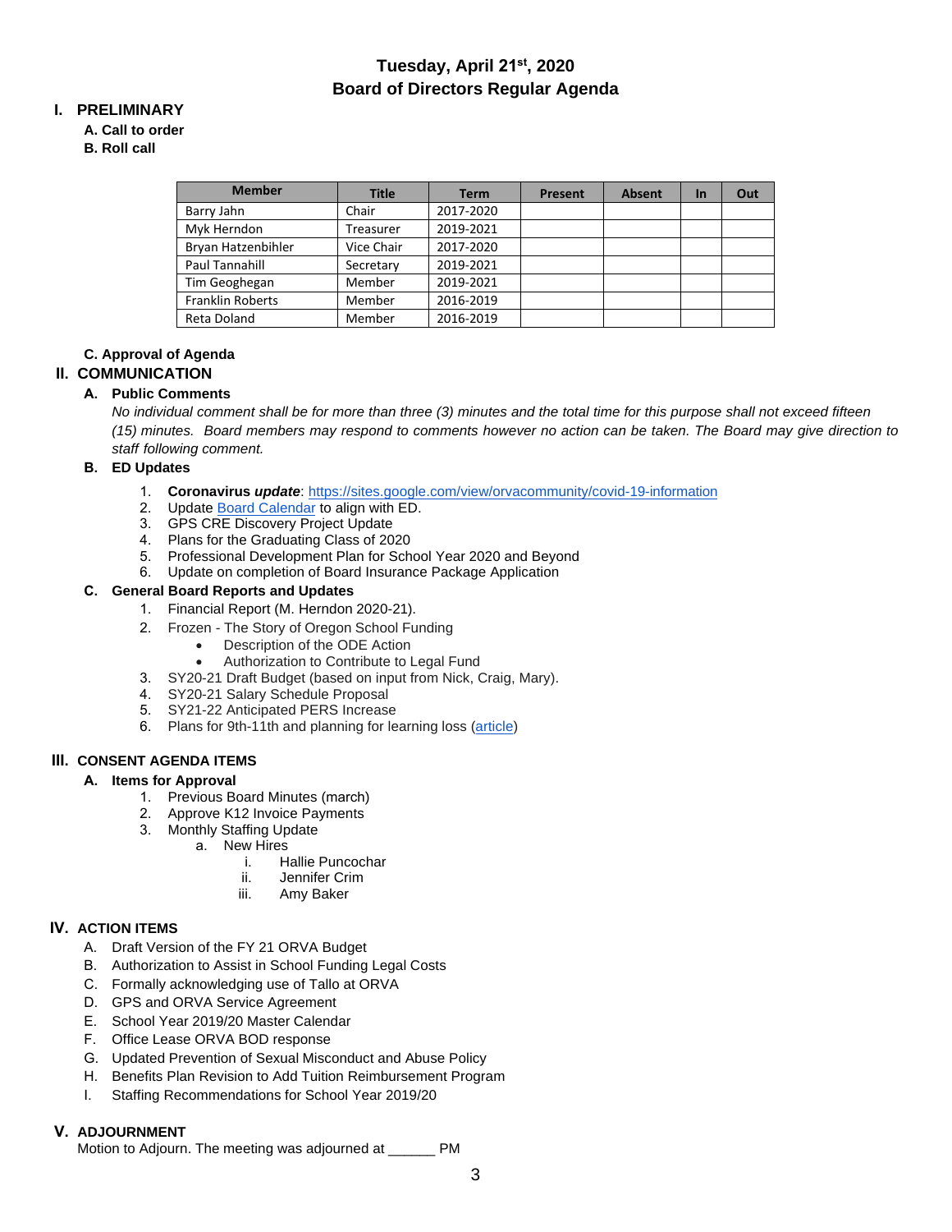# Tuesday, April 21st, 2020
# Board of Directors Regular Agenda

## I. PRELIMINARY

**A. Call to order**

**B. Roll call**

| Member | Title | Term | Present | Absent | In | Out |
|---|---|---|---|---|---|---|
| Barry Jahn | Chair | 2017-2020 | | | | |
| Myk Herndon | Treasurer | 2019-2021 | | | | |
| Bryan Hatzenbihler | Vice Chair | 2017-2020 | | | | |
| Paul Tannahill | Secretary | 2019-2021 | | | | |
| Tim Geoghegan | Member | 2019-2021 | | | | |
| Franklin Roberts | Member | 2016-2019 | | | | |
| Reta Doland | Member | 2016-2019 | | | | |

**C. Approval of Agenda**

## II. COMMUNICATION

**A. Public Comments**

*No individual comment shall be for more than three (3) minutes and the total time for this purpose shall not exceed fifteen (15) minutes. Board members may respond to comments however no action can be taken. The Board may give direction to staff following comment.*

**B. ED Updates**

1. **Coronavirus *update***: https://sites.google.com/view/orvacommunity/covid-19-information
2. Update Board Calendar to align with ED.
3. GPS CRE Discovery Project Update
4. Plans for the Graduating Class of 2020
5. Professional Development Plan for School Year 2020 and Beyond
6. Update on completion of Board Insurance Package Application

**C. General Board Reports and Updates**

1. Financial Report (M. Herndon 2020-21).
2. Frozen - The Story of Oregon School Funding
   - Description of the ODE Action
   - Authorization to Contribute to Legal Fund
3. SY20-21 Draft Budget (based on input from Nick, Craig, Mary).
4. SY20-21 Salary Schedule Proposal
5. SY21-22 Anticipated PERS Increase
6. Plans for 9th-11th and planning for learning loss (article)

## III. CONSENT AGENDA ITEMS

**A. Items for Approval**

1. Previous Board Minutes (march)
2. Approve K12 Invoice Payments
3. Monthly Staffing Update
   a. New Hires
      i. Hallie Puncochar
      ii. Jennifer Crim
      iii. Amy Baker

## IV. ACTION ITEMS

A. Draft Version of the FY 21 ORVA Budget
B. Authorization to Assist in School Funding Legal Costs
C. Formally acknowledging use of Tallo at ORVA
D. GPS and ORVA Service Agreement
E. School Year 2019/20 Master Calendar
F. Office Lease ORVA BOD response
G. Updated Prevention of Sexual Misconduct and Abuse Policy
H. Benefits Plan Revision to Add Tuition Reimbursement Program
I. Staffing Recommendations for School Year 2019/20

## V. ADJOURNMENT

Motion to Adjourn. The meeting was adjourned at ______ PM